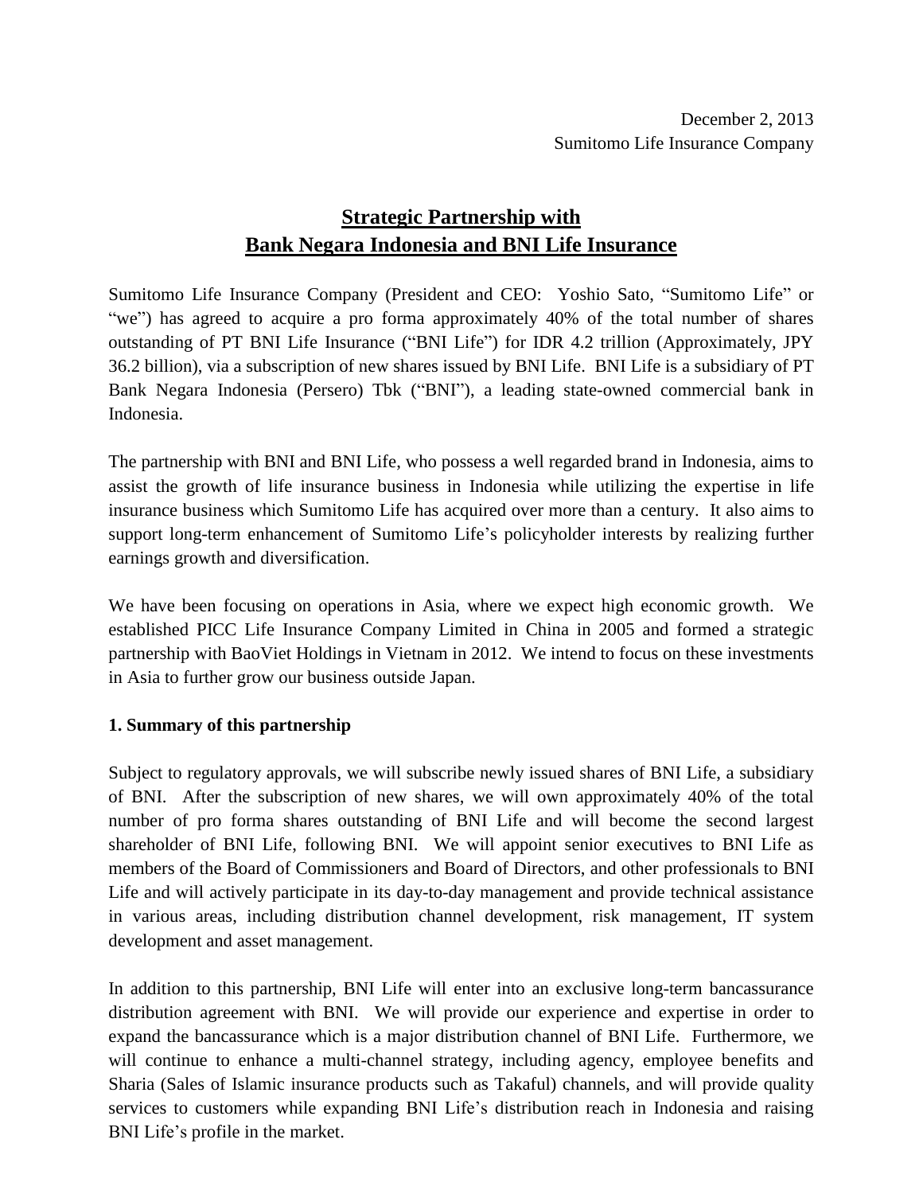December 2, 2013
Sumitomo Life Insurance Company

# Strategic Partnership with Bank Negara Indonesia and BNI Life Insurance

Sumitomo Life Insurance Company (President and CEO: Yoshio Sato, "Sumitomo Life" or "we") has agreed to acquire a pro forma approximately 40% of the total number of shares outstanding of PT BNI Life Insurance ("BNI Life") for IDR 4.2 trillion (Approximately, JPY 36.2 billion), via a subscription of new shares issued by BNI Life. BNI Life is a subsidiary of PT Bank Negara Indonesia (Persero) Tbk ("BNI"), a leading state-owned commercial bank in Indonesia.

The partnership with BNI and BNI Life, who possess a well regarded brand in Indonesia, aims to assist the growth of life insurance business in Indonesia while utilizing the expertise in life insurance business which Sumitomo Life has acquired over more than a century. It also aims to support long-term enhancement of Sumitomo Life's policyholder interests by realizing further earnings growth and diversification.

We have been focusing on operations in Asia, where we expect high economic growth. We established PICC Life Insurance Company Limited in China in 2005 and formed a strategic partnership with BaoViet Holdings in Vietnam in 2012. We intend to focus on these investments in Asia to further grow our business outside Japan.

**1. Summary of this partnership**

Subject to regulatory approvals, we will subscribe newly issued shares of BNI Life, a subsidiary of BNI. After the subscription of new shares, we will own approximately 40% of the total number of pro forma shares outstanding of BNI Life and will become the second largest shareholder of BNI Life, following BNI. We will appoint senior executives to BNI Life as members of the Board of Commissioners and Board of Directors, and other professionals to BNI Life and will actively participate in its day-to-day management and provide technical assistance in various areas, including distribution channel development, risk management, IT system development and asset management.

In addition to this partnership, BNI Life will enter into an exclusive long-term bancassurance distribution agreement with BNI. We will provide our experience and expertise in order to expand the bancassurance which is a major distribution channel of BNI Life. Furthermore, we will continue to enhance a multi-channel strategy, including agency, employee benefits and Sharia (Sales of Islamic insurance products such as Takaful) channels, and will provide quality services to customers while expanding BNI Life's distribution reach in Indonesia and raising BNI Life's profile in the market.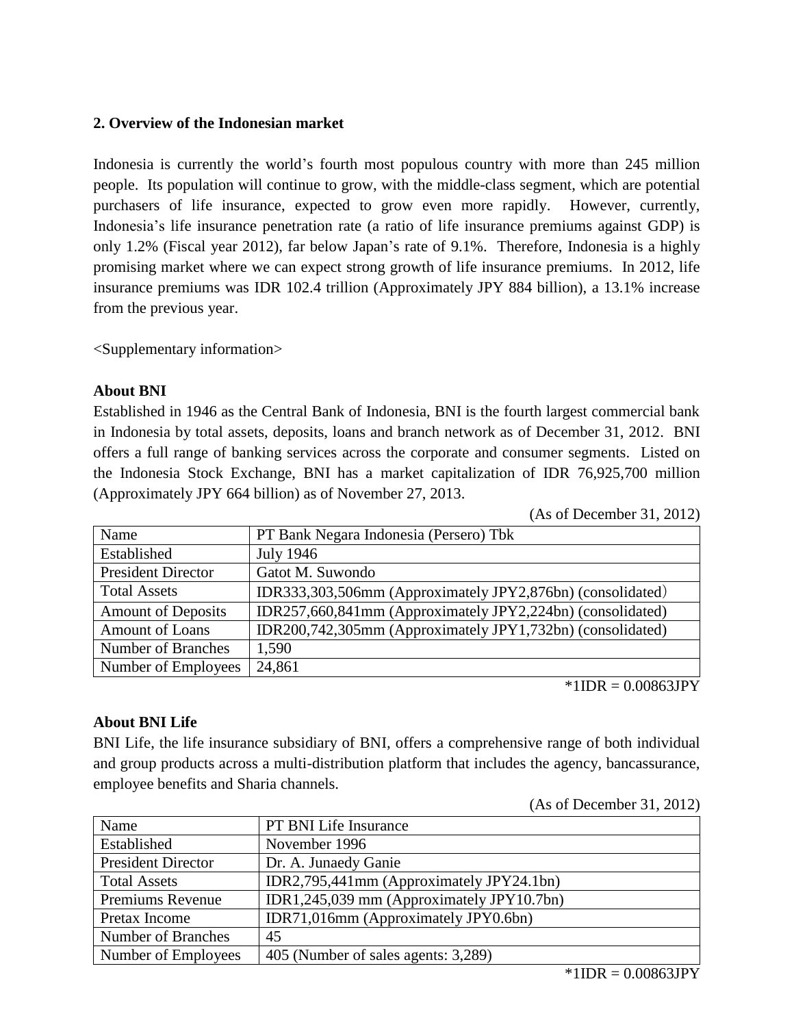**2. Overview of the Indonesian market**

Indonesia is currently the world's fourth most populous country with more than 245 million people. Its population will continue to grow, with the middle-class segment, which are potential purchasers of life insurance, expected to grow even more rapidly. However, currently, Indonesia's life insurance penetration rate (a ratio of life insurance premiums against GDP) is only 1.2% (Fiscal year 2012), far below Japan's rate of 9.1%. Therefore, Indonesia is a highly promising market where we can expect strong growth of life insurance premiums. In 2012, life insurance premiums was IDR 102.4 trillion (Approximately JPY 884 billion), a 13.1% increase from the previous year.

<Supplementary information>

**About BNI**

Established in 1946 as the Central Bank of Indonesia, BNI is the fourth largest commercial bank in Indonesia by total assets, deposits, loans and branch network as of December 31, 2012. BNI offers a full range of banking services across the corporate and consumer segments. Listed on the Indonesia Stock Exchange, BNI has a market capitalization of IDR 76,925,700 million (Approximately JPY 664 billion) as of November 27, 2013.

(As of December 31, 2012)

| | |
|---|---|
| Name | PT Bank Negara Indonesia (Persero) Tbk |
| Established | July 1946 |
| President Director | Gatot M. Suwondo |
| Total Assets | IDR333,303,506mm (Approximately JPY2,876bn) (consolidated) |
| Amount of Deposits | IDR257,660,841mm (Approximately JPY2,224bn) (consolidated) |
| Amount of Loans | IDR200,742,305mm (Approximately JPY1,732bn) (consolidated) |
| Number of Branches | 1,590 |
| Number of Employees | 24,861 |

*1IDR = 0.00863JPY

**About BNI Life**

BNI Life, the life insurance subsidiary of BNI, offers a comprehensive range of both individual and group products across a multi-distribution platform that includes the agency, bancassurance, employee benefits and Sharia channels.

(As of December 31, 2012)

| | |
|---|---|
| Name | PT BNI Life Insurance |
| Established | November 1996 |
| President Director | Dr. A. Junaedy Ganie |
| Total Assets | IDR2,795,441mm (Approximately JPY24.1bn) |
| Premiums Revenue | IDR1,245,039 mm (Approximately JPY10.7bn) |
| Pretax Income | IDR71,016mm (Approximately JPY0.6bn) |
| Number of Branches | 45 |
| Number of Employees | 405 (Number of sales agents: 3,289) |

*1IDR = 0.00863JPY